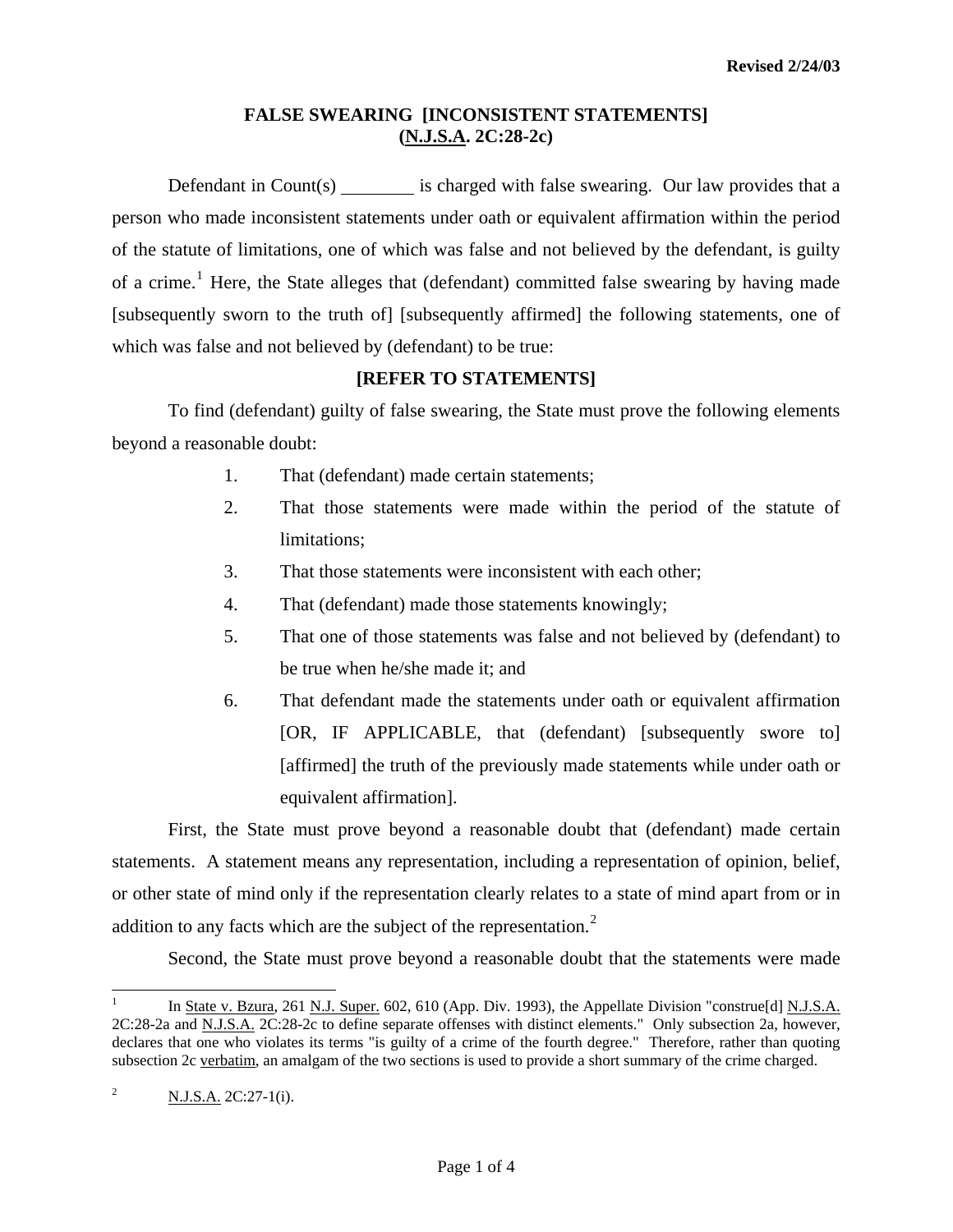Revised 2/24/03

**FALSE SWEARING [INCONSISTENT STATEMENTS]**
**(N.J.S.A. 2C:28-2c)**

Defendant in Count(s) ________ is charged with false swearing. Our law provides that a person who made inconsistent statements under oath or equivalent affirmation within the period of the statute of limitations, one of which was false and not believed by the defendant, is guilty of a crime.[1] Here, the State alleges that (defendant) committed false swearing by having made [subsequently sworn to the truth of] [subsequently affirmed] the following statements, one of which was false and not believed by (defendant) to be true:

**[REFER TO STATEMENTS]**

To find (defendant) guilty of false swearing, the State must prove the following elements beyond a reasonable doubt:

1. That (defendant) made certain statements;
2. That those statements were made within the period of the statute of limitations;
3. That those statements were inconsistent with each other;
4. That (defendant) made those statements knowingly;
5. That one of those statements was false and not believed by (defendant) to be true when he/she made it; and
6. That defendant made the statements under oath or equivalent affirmation [OR, IF APPLICABLE, that (defendant) [subsequently swore to] [affirmed] the truth of the previously made statements while under oath or equivalent affirmation].

First, the State must prove beyond a reasonable doubt that (defendant) made certain statements. A statement means any representation, including a representation of opinion, belief, or other state of mind only if the representation clearly relates to a state of mind apart from or in addition to any facts which are the subject of the representation.[2]

Second, the State must prove beyond a reasonable doubt that the statements were made

---

[1] In State v. Bzura, 261 N.J. Super. 602, 610 (App. Div. 1993), the Appellate Division "construe[d] N.J.S.A. 2C:28-2a and N.J.S.A. 2C:28-2c to define separate offenses with distinct elements." Only subsection 2a, however, declares that one who violates its terms "is guilty of a crime of the fourth degree." Therefore, rather than quoting subsection 2c verbatim, an amalgam of the two sections is used to provide a short summary of the crime charged.

[2] N.J.S.A. 2C:27-1(i).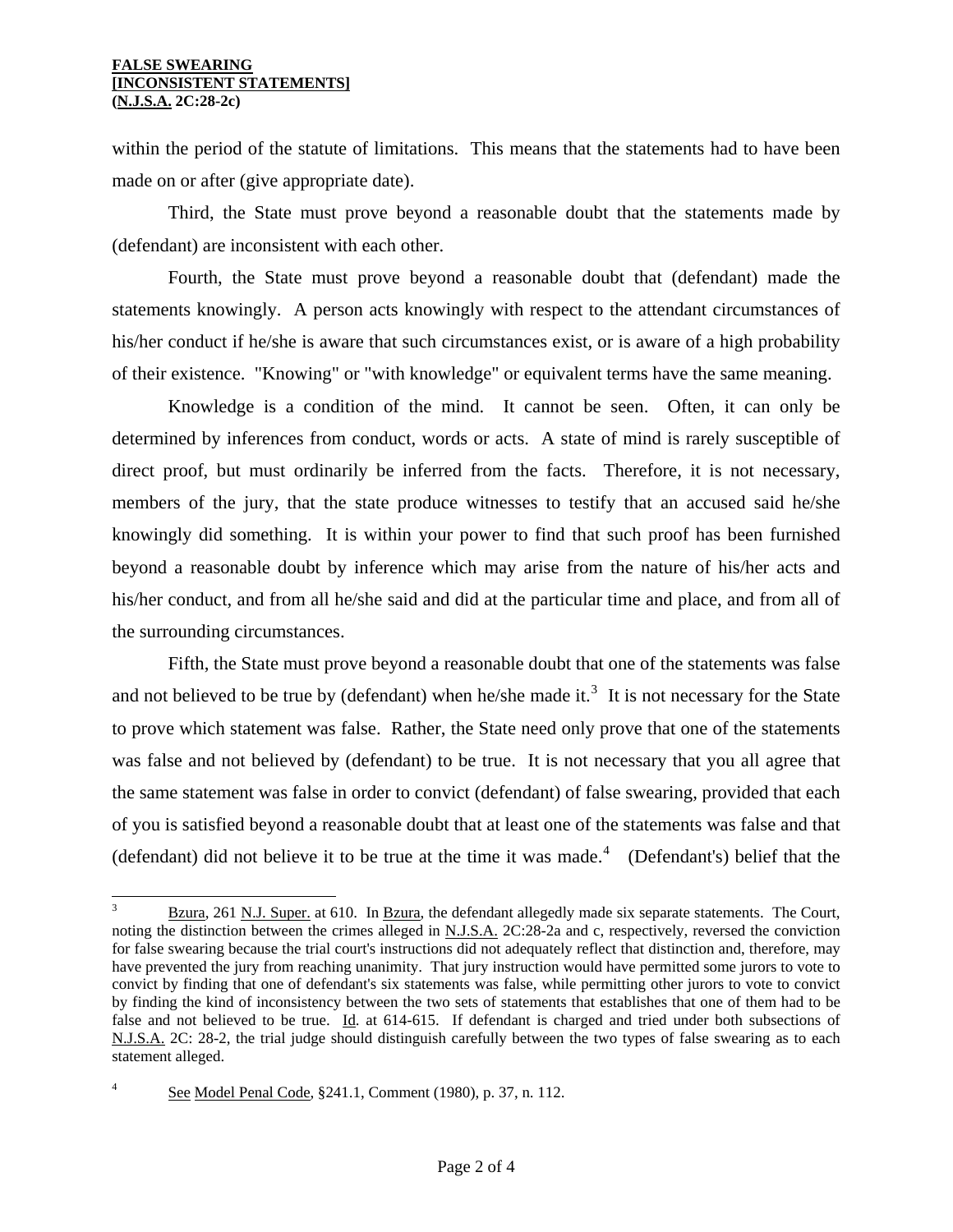within the period of the statute of limitations. This means that the statements had to have been made on or after (give appropriate date).

Third, the State must prove beyond a reasonable doubt that the statements made by (defendant) are inconsistent with each other.

Fourth, the State must prove beyond a reasonable doubt that (defendant) made the statements knowingly. A person acts knowingly with respect to the attendant circumstances of his/her conduct if he/she is aware that such circumstances exist, or is aware of a high probability of their existence. "Knowing" or "with knowledge" or equivalent terms have the same meaning.

Knowledge is a condition of the mind. It cannot be seen. Often, it can only be determined by inferences from conduct, words or acts. A state of mind is rarely susceptible of direct proof, but must ordinarily be inferred from the facts. Therefore, it is not necessary, members of the jury, that the state produce witnesses to testify that an accused said he/she knowingly did something. It is within your power to find that such proof has been furnished beyond a reasonable doubt by inference which may arise from the nature of his/her acts and his/her conduct, and from all he/she said and did at the particular time and place, and from all of the surrounding circumstances.

Fifth, the State must prove beyond a reasonable doubt that one of the statements was false and not believed to be true by (defendant) when he/she made it.[3] It is not necessary for the State to prove which statement was false. Rather, the State need only prove that one of the statements was false and not believed by (defendant) to be true. It is not necessary that you all agree that the same statement was false in order to convict (defendant) of false swearing, provided that each of you is satisfied beyond a reasonable doubt that at least one of the statements was false and that (defendant) did not believe it to be true at the time it was made.[4] (Defendant's) belief that the

---

[3] Bzura, 261 N.J. Super. at 610. In Bzura, the defendant allegedly made six separate statements. The Court, noting the distinction between the crimes alleged in N.J.S.A. 2C:28-2a and c, respectively, reversed the conviction for false swearing because the trial court's instructions did not adequately reflect that distinction and, therefore, may have prevented the jury from reaching unanimity. That jury instruction would have permitted some jurors to vote to convict by finding that one of defendant's six statements was false, while permitting other jurors to vote to convict by finding the kind of inconsistency between the two sets of statements that establishes that one of them had to be false and not believed to be true. Id. at 614-615. If defendant is charged and tried under both subsections of N.J.S.A. 2C: 28-2, the trial judge should distinguish carefully between the two types of false swearing as to each statement alleged.

[4] See Model Penal Code, §241.1, Comment (1980), p. 37, n. 112.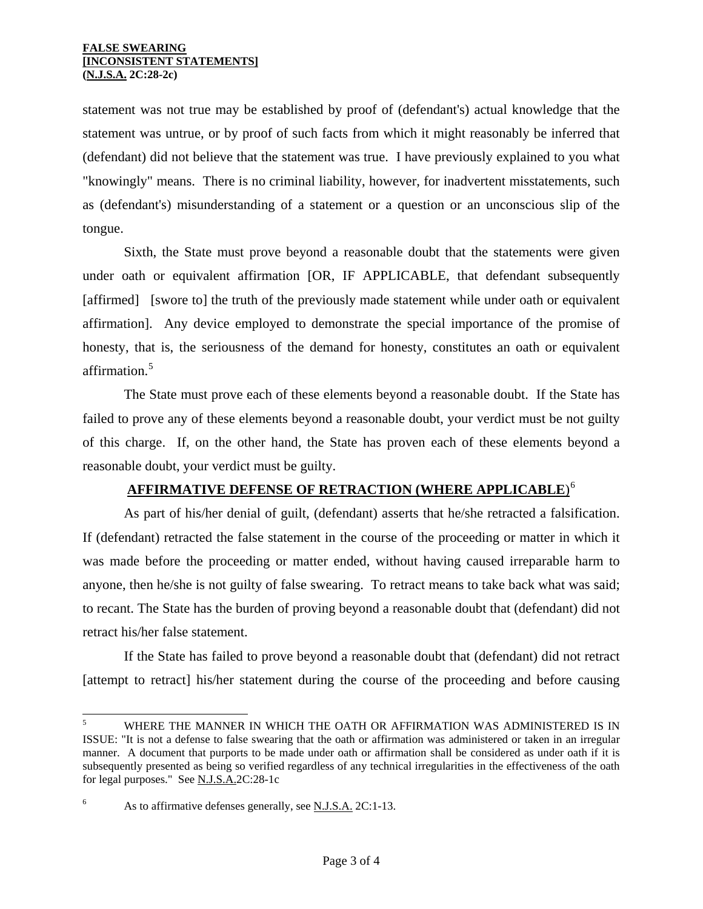statement was not true may be established by proof of (defendant's) actual knowledge that the statement was untrue, or by proof of such facts from which it might reasonably be inferred that (defendant) did not believe that the statement was true. I have previously explained to you what "knowingly" means. There is no criminal liability, however, for inadvertent misstatements, such as (defendant's) misunderstanding of a statement or a question or an unconscious slip of the tongue.

Sixth, the State must prove beyond a reasonable doubt that the statements were given under oath or equivalent affirmation [OR, IF APPLICABLE, that defendant subsequently [affirmed] [swore to] the truth of the previously made statement while under oath or equivalent affirmation]. Any device employed to demonstrate the special importance of the promise of honesty, that is, the seriousness of the demand for honesty, constitutes an oath or equivalent affirmation.[5]

The State must prove each of these elements beyond a reasonable doubt. If the State has failed to prove any of these elements beyond a reasonable doubt, your verdict must be not guilty of this charge. If, on the other hand, the State has proven each of these elements beyond a reasonable doubt, your verdict must be guilty.

## AFFIRMATIVE DEFENSE OF RETRACTION (WHERE APPLICABLE)[6]

As part of his/her denial of guilt, (defendant) asserts that he/she retracted a falsification. If (defendant) retracted the false statement in the course of the proceeding or matter in which it was made before the proceeding or matter ended, without having caused irreparable harm to anyone, then he/she is not guilty of false swearing. To retract means to take back what was said; to recant. The State has the burden of proving beyond a reasonable doubt that (defendant) did not retract his/her false statement.

If the State has failed to prove beyond a reasonable doubt that (defendant) did not retract [attempt to retract] his/her statement during the course of the proceeding and before causing

---

[5] WHERE THE MANNER IN WHICH THE OATH OR AFFIRMATION WAS ADMINISTERED IS IN ISSUE: "It is not a defense to false swearing that the oath or affirmation was administered or taken in an irregular manner. A document that purports to be made under oath or affirmation shall be considered as under oath if it is subsequently presented as being so verified regardless of any technical irregularities in the effectiveness of the oath for legal purposes." See N.J.S.A.2C:28-1c

[6] As to affirmative defenses generally, see N.J.S.A. 2C:1-13.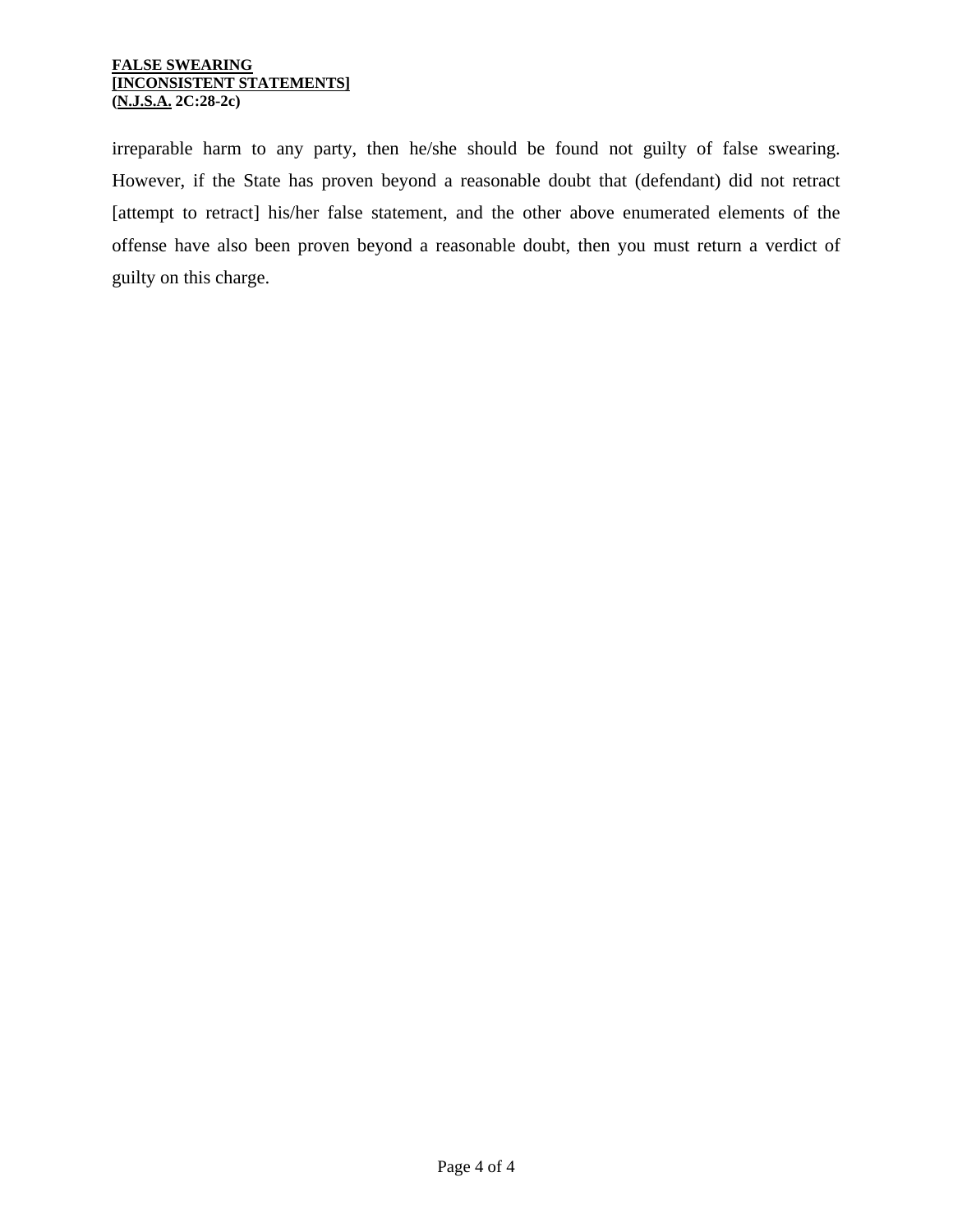irreparable harm to any party, then he/she should be found not guilty of false swearing. However, if the State has proven beyond a reasonable doubt that (defendant) did not retract [attempt to retract] his/her false statement, and the other above enumerated elements of the offense have also been proven beyond a reasonable doubt, then you must return a verdict of guilty on this charge.